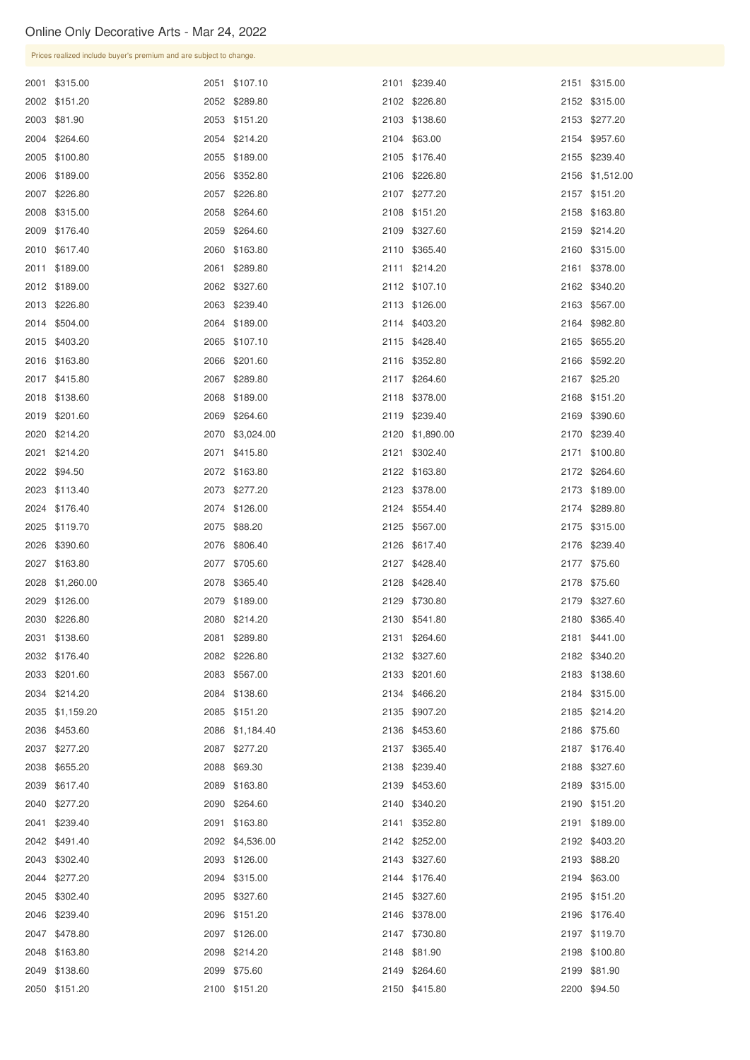# Online Only Decorative Arts - Mar 24, 2022

Prices realized include buyer's premium and are subject to change.

| Lot | Price |
|---|---|
| 2001 | $315.00 |
| 2002 | $151.20 |
| 2003 | $81.90 |
| 2004 | $264.60 |
| 2005 | $100.80 |
| 2006 | $189.00 |
| 2007 | $226.80 |
| 2008 | $315.00 |
| 2009 | $176.40 |
| 2010 | $617.40 |
| 2011 | $189.00 |
| 2012 | $189.00 |
| 2013 | $226.80 |
| 2014 | $504.00 |
| 2015 | $403.20 |
| 2016 | $163.80 |
| 2017 | $415.80 |
| 2018 | $138.60 |
| 2019 | $201.60 |
| 2020 | $214.20 |
| 2021 | $214.20 |
| 2022 | $94.50 |
| 2023 | $113.40 |
| 2024 | $176.40 |
| 2025 | $119.70 |
| 2026 | $390.60 |
| 2027 | $163.80 |
| 2028 | $1,260.00 |
| 2029 | $126.00 |
| 2030 | $226.80 |
| 2031 | $138.60 |
| 2032 | $176.40 |
| 2033 | $201.60 |
| 2034 | $214.20 |
| 2035 | $1,159.20 |
| 2036 | $453.60 |
| 2037 | $277.20 |
| 2038 | $655.20 |
| 2039 | $617.40 |
| 2040 | $277.20 |
| 2041 | $239.40 |
| 2042 | $491.40 |
| 2043 | $302.40 |
| 2044 | $277.20 |
| 2045 | $302.40 |
| 2046 | $239.40 |
| 2047 | $478.80 |
| 2048 | $163.80 |
| 2049 | $138.60 |
| 2050 | $151.20 |
| 2051 | $107.10 |
| 2052 | $289.80 |
| 2053 | $151.20 |
| 2054 | $214.20 |
| 2055 | $189.00 |
| 2056 | $352.80 |
| 2057 | $226.80 |
| 2058 | $264.60 |
| 2059 | $264.60 |
| 2060 | $163.80 |
| 2061 | $289.80 |
| 2062 | $327.60 |
| 2063 | $239.40 |
| 2064 | $189.00 |
| 2065 | $107.10 |
| 2066 | $201.60 |
| 2067 | $289.80 |
| 2068 | $189.00 |
| 2069 | $264.60 |
| 2070 | $3,024.00 |
| 2071 | $415.80 |
| 2072 | $163.80 |
| 2073 | $277.20 |
| 2074 | $126.00 |
| 2075 | $88.20 |
| 2076 | $806.40 |
| 2077 | $705.60 |
| 2078 | $365.40 |
| 2079 | $189.00 |
| 2080 | $214.20 |
| 2081 | $289.80 |
| 2082 | $226.80 |
| 2083 | $567.00 |
| 2084 | $138.60 |
| 2085 | $151.20 |
| 2086 | $1,184.40 |
| 2087 | $277.20 |
| 2088 | $69.30 |
| 2089 | $163.80 |
| 2090 | $264.60 |
| 2091 | $163.80 |
| 2092 | $4,536.00 |
| 2093 | $126.00 |
| 2094 | $315.00 |
| 2095 | $327.60 |
| 2096 | $151.20 |
| 2097 | $126.00 |
| 2098 | $214.20 |
| 2099 | $75.60 |
| 2100 | $151.20 |
| 2101 | $239.40 |
| 2102 | $226.80 |
| 2103 | $138.60 |
| 2104 | $63.00 |
| 2105 | $176.40 |
| 2106 | $226.80 |
| 2107 | $277.20 |
| 2108 | $151.20 |
| 2109 | $327.60 |
| 2110 | $365.40 |
| 2111 | $214.20 |
| 2112 | $107.10 |
| 2113 | $126.00 |
| 2114 | $403.20 |
| 2115 | $428.40 |
| 2116 | $352.80 |
| 2117 | $264.60 |
| 2118 | $378.00 |
| 2119 | $239.40 |
| 2120 | $1,890.00 |
| 2121 | $302.40 |
| 2122 | $163.80 |
| 2123 | $378.00 |
| 2124 | $554.40 |
| 2125 | $567.00 |
| 2126 | $617.40 |
| 2127 | $428.40 |
| 2128 | $428.40 |
| 2129 | $730.80 |
| 2130 | $541.80 |
| 2131 | $264.60 |
| 2132 | $327.60 |
| 2133 | $201.60 |
| 2134 | $466.20 |
| 2135 | $907.20 |
| 2136 | $453.60 |
| 2137 | $365.40 |
| 2138 | $239.40 |
| 2139 | $453.60 |
| 2140 | $340.20 |
| 2141 | $352.80 |
| 2142 | $252.00 |
| 2143 | $327.60 |
| 2144 | $176.40 |
| 2145 | $327.60 |
| 2146 | $378.00 |
| 2147 | $730.80 |
| 2148 | $81.90 |
| 2149 | $264.60 |
| 2150 | $415.80 |
| 2151 | $315.00 |
| 2152 | $315.00 |
| 2153 | $277.20 |
| 2154 | $957.60 |
| 2155 | $239.40 |
| 2156 | $1,512.00 |
| 2157 | $151.20 |
| 2158 | $163.80 |
| 2159 | $214.20 |
| 2160 | $315.00 |
| 2161 | $378.00 |
| 2162 | $340.20 |
| 2163 | $567.00 |
| 2164 | $982.80 |
| 2165 | $655.20 |
| 2166 | $592.20 |
| 2167 | $25.20 |
| 2168 | $151.20 |
| 2169 | $390.60 |
| 2170 | $239.40 |
| 2171 | $100.80 |
| 2172 | $264.60 |
| 2173 | $189.00 |
| 2174 | $289.80 |
| 2175 | $315.00 |
| 2176 | $239.40 |
| 2177 | $75.60 |
| 2178 | $75.60 |
| 2179 | $327.60 |
| 2180 | $365.40 |
| 2181 | $441.00 |
| 2182 | $340.20 |
| 2183 | $138.60 |
| 2184 | $315.00 |
| 2185 | $214.20 |
| 2186 | $75.60 |
| 2187 | $176.40 |
| 2188 | $327.60 |
| 2189 | $315.00 |
| 2190 | $151.20 |
| 2191 | $189.00 |
| 2192 | $403.20 |
| 2193 | $88.20 |
| 2194 | $63.00 |
| 2195 | $151.20 |
| 2196 | $176.40 |
| 2197 | $119.70 |
| 2198 | $100.80 |
| 2199 | $81.90 |
| 2200 | $94.50 |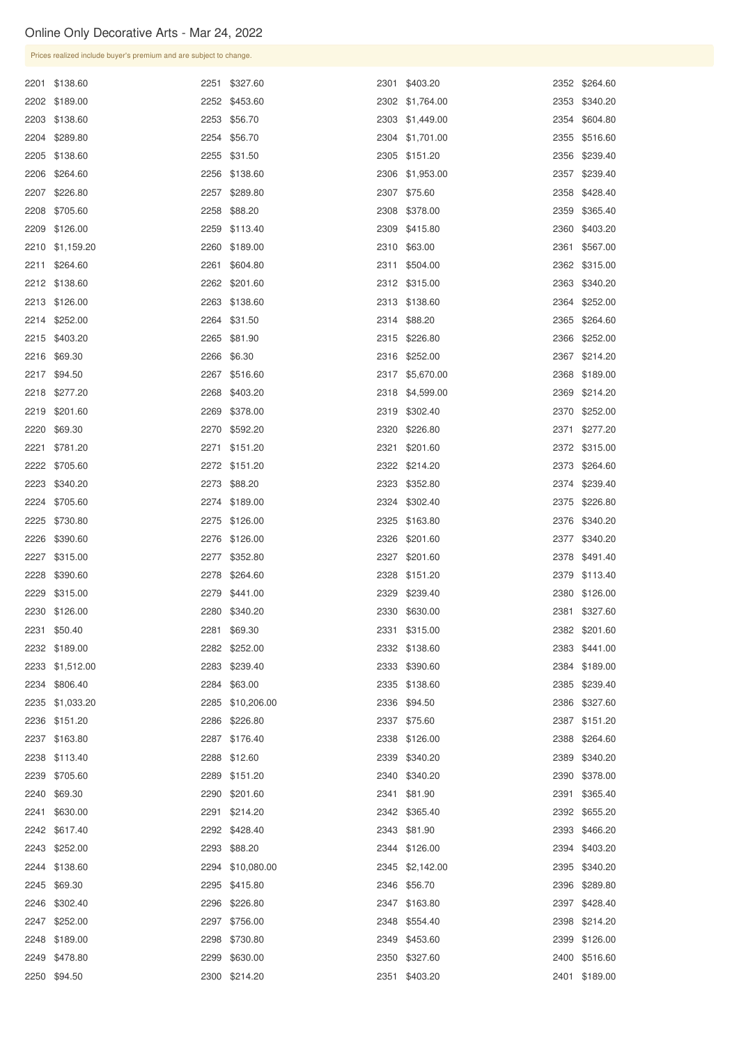Online Only Decorative Arts - Mar 24, 2022

Prices realized include buyer's premium and are subject to change.

| Lot | Price | Lot | Price | Lot | Price | Lot | Price |
|---|---|---|---|---|---|---|---|
| 2201 | $138.60 | 2251 | $327.60 | 2301 | $403.20 | 2352 | $264.60 |
| 2202 | $189.00 | 2252 | $453.60 | 2302 | $1,764.00 | 2353 | $340.20 |
| 2203 | $138.60 | 2253 | $56.70 | 2303 | $1,449.00 | 2354 | $604.80 |
| 2204 | $289.80 | 2254 | $56.70 | 2304 | $1,701.00 | 2355 | $516.60 |
| 2205 | $138.60 | 2255 | $31.50 | 2305 | $151.20 | 2356 | $239.40 |
| 2206 | $264.60 | 2256 | $138.60 | 2306 | $1,953.00 | 2357 | $239.40 |
| 2207 | $226.80 | 2257 | $289.80 | 2307 | $75.60 | 2358 | $428.40 |
| 2208 | $705.60 | 2258 | $88.20 | 2308 | $378.00 | 2359 | $365.40 |
| 2209 | $126.00 | 2259 | $113.40 | 2309 | $415.80 | 2360 | $403.20 |
| 2210 | $1,159.20 | 2260 | $189.00 | 2310 | $63.00 | 2361 | $567.00 |
| 2211 | $264.60 | 2261 | $604.80 | 2311 | $504.00 | 2362 | $315.00 |
| 2212 | $138.60 | 2262 | $201.60 | 2312 | $315.00 | 2363 | $340.20 |
| 2213 | $126.00 | 2263 | $138.60 | 2313 | $138.60 | 2364 | $252.00 |
| 2214 | $252.00 | 2264 | $31.50 | 2314 | $88.20 | 2365 | $264.60 |
| 2215 | $403.20 | 2265 | $81.90 | 2315 | $226.80 | 2366 | $252.00 |
| 2216 | $69.30 | 2266 | $6.30 | 2316 | $252.00 | 2367 | $214.20 |
| 2217 | $94.50 | 2267 | $516.60 | 2317 | $5,670.00 | 2368 | $189.00 |
| 2218 | $277.20 | 2268 | $403.20 | 2318 | $4,599.00 | 2369 | $214.20 |
| 2219 | $201.60 | 2269 | $378.00 | 2319 | $302.40 | 2370 | $252.00 |
| 2220 | $69.30 | 2270 | $592.20 | 2320 | $226.80 | 2371 | $277.20 |
| 2221 | $781.20 | 2271 | $151.20 | 2321 | $201.60 | 2372 | $315.00 |
| 2222 | $705.60 | 2272 | $151.20 | 2322 | $214.20 | 2373 | $264.60 |
| 2223 | $340.20 | 2273 | $88.20 | 2323 | $352.80 | 2374 | $239.40 |
| 2224 | $705.60 | 2274 | $189.00 | 2324 | $302.40 | 2375 | $226.80 |
| 2225 | $730.80 | 2275 | $126.00 | 2325 | $163.80 | 2376 | $340.20 |
| 2226 | $390.60 | 2276 | $126.00 | 2326 | $201.60 | 2377 | $340.20 |
| 2227 | $315.00 | 2277 | $352.80 | 2327 | $201.60 | 2378 | $491.40 |
| 2228 | $390.60 | 2278 | $264.60 | 2328 | $151.20 | 2379 | $113.40 |
| 2229 | $315.00 | 2279 | $441.00 | 2329 | $239.40 | 2380 | $126.00 |
| 2230 | $126.00 | 2280 | $340.20 | 2330 | $630.00 | 2381 | $327.60 |
| 2231 | $50.40 | 2281 | $69.30 | 2331 | $315.00 | 2382 | $201.60 |
| 2232 | $189.00 | 2282 | $252.00 | 2332 | $138.60 | 2383 | $441.00 |
| 2233 | $1,512.00 | 2283 | $239.40 | 2333 | $390.60 | 2384 | $189.00 |
| 2234 | $806.40 | 2284 | $63.00 | 2335 | $138.60 | 2385 | $239.40 |
| 2235 | $1,033.20 | 2285 | $10,206.00 | 2336 | $94.50 | 2386 | $327.60 |
| 2236 | $151.20 | 2286 | $226.80 | 2337 | $75.60 | 2387 | $151.20 |
| 2237 | $163.80 | 2287 | $176.40 | 2338 | $126.00 | 2388 | $264.60 |
| 2238 | $113.40 | 2288 | $12.60 | 2339 | $340.20 | 2389 | $340.20 |
| 2239 | $705.60 | 2289 | $151.20 | 2340 | $340.20 | 2390 | $378.00 |
| 2240 | $69.30 | 2290 | $201.60 | 2341 | $81.90 | 2391 | $365.40 |
| 2241 | $630.00 | 2291 | $214.20 | 2342 | $365.40 | 2392 | $655.20 |
| 2242 | $617.40 | 2292 | $428.40 | 2343 | $81.90 | 2393 | $466.20 |
| 2243 | $252.00 | 2293 | $88.20 | 2344 | $126.00 | 2394 | $403.20 |
| 2244 | $138.60 | 2294 | $10,080.00 | 2345 | $2,142.00 | 2395 | $340.20 |
| 2245 | $69.30 | 2295 | $415.80 | 2346 | $56.70 | 2396 | $289.80 |
| 2246 | $302.40 | 2296 | $226.80 | 2347 | $163.80 | 2397 | $428.40 |
| 2247 | $252.00 | 2297 | $756.00 | 2348 | $554.40 | 2398 | $214.20 |
| 2248 | $189.00 | 2298 | $730.80 | 2349 | $453.60 | 2399 | $126.00 |
| 2249 | $478.80 | 2299 | $630.00 | 2350 | $327.60 | 2400 | $516.60 |
| 2250 | $94.50 | 2300 | $214.20 | 2351 | $403.20 | 2401 | $189.00 |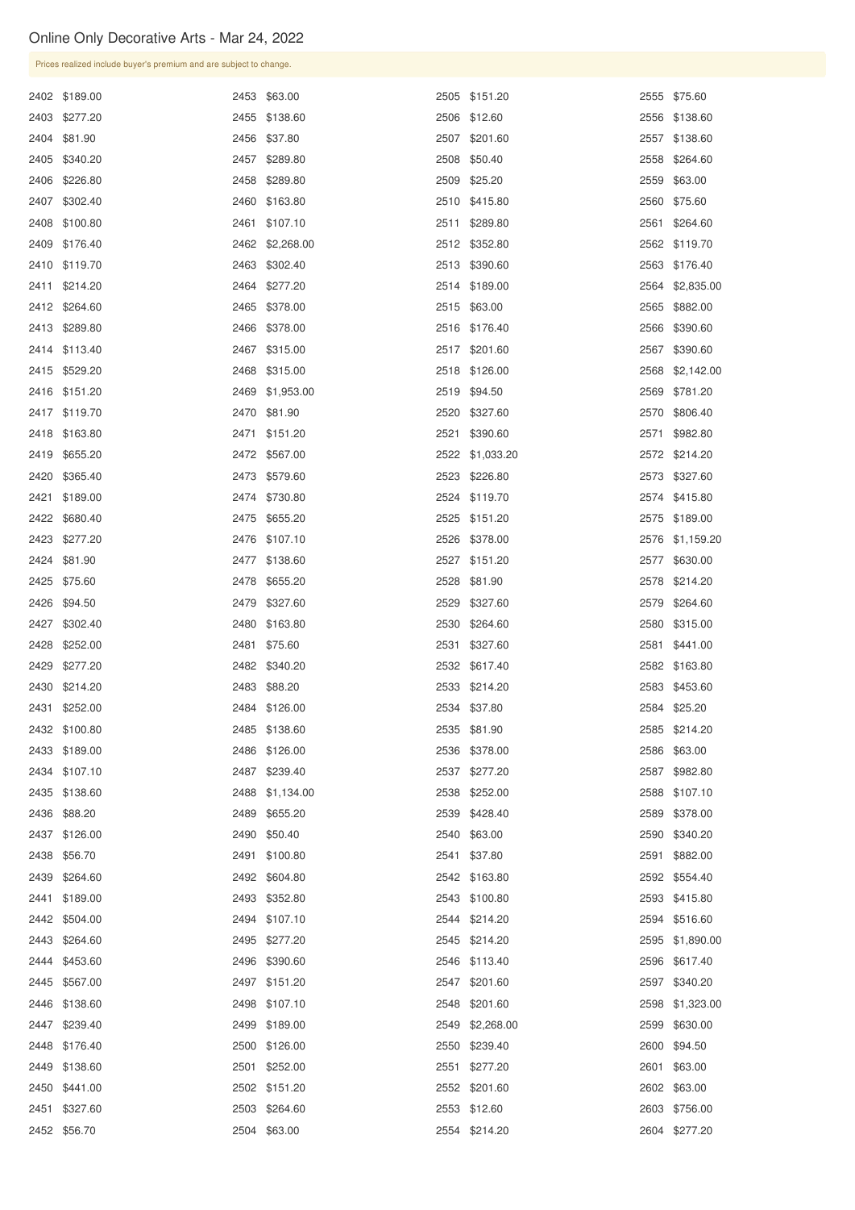# Online Only Decorative Arts - Mar 24, 2022

Prices realized include buyer's premium and are subject to change.

| Lot | Price | Lot | Price | Lot | Price | Lot | Price |
|---|---|---|---|---|---|---|---|
| 2402 | $189.00 | 2453 | $63.00 | 2505 | $151.20 | 2555 | $75.60 |
| 2403 | $277.20 | 2455 | $138.60 | 2506 | $12.60 | 2556 | $138.60 |
| 2404 | $81.90 | 2456 | $37.80 | 2507 | $201.60 | 2557 | $138.60 |
| 2405 | $340.20 | 2457 | $289.80 | 2508 | $50.40 | 2558 | $264.60 |
| 2406 | $226.80 | 2458 | $289.80 | 2509 | $25.20 | 2559 | $63.00 |
| 2407 | $302.40 | 2460 | $163.80 | 2510 | $415.80 | 2560 | $75.60 |
| 2408 | $100.80 | 2461 | $107.10 | 2511 | $289.80 | 2561 | $264.60 |
| 2409 | $176.40 | 2462 | $2,268.00 | 2512 | $352.80 | 2562 | $119.70 |
| 2410 | $119.70 | 2463 | $302.40 | 2513 | $390.60 | 2563 | $176.40 |
| 2411 | $214.20 | 2464 | $277.20 | 2514 | $189.00 | 2564 | $2,835.00 |
| 2412 | $264.60 | 2465 | $378.00 | 2515 | $63.00 | 2565 | $882.00 |
| 2413 | $289.80 | 2466 | $378.00 | 2516 | $176.40 | 2566 | $390.60 |
| 2414 | $113.40 | 2467 | $315.00 | 2517 | $201.60 | 2567 | $390.60 |
| 2415 | $529.20 | 2468 | $315.00 | 2518 | $126.00 | 2568 | $2,142.00 |
| 2416 | $151.20 | 2469 | $1,953.00 | 2519 | $94.50 | 2569 | $781.20 |
| 2417 | $119.70 | 2470 | $81.90 | 2520 | $327.60 | 2570 | $806.40 |
| 2418 | $163.80 | 2471 | $151.20 | 2521 | $390.60 | 2571 | $982.80 |
| 2419 | $655.20 | 2472 | $567.00 | 2522 | $1,033.20 | 2572 | $214.20 |
| 2420 | $365.40 | 2473 | $579.60 | 2523 | $226.80 | 2573 | $327.60 |
| 2421 | $189.00 | 2474 | $730.80 | 2524 | $119.70 | 2574 | $415.80 |
| 2422 | $680.40 | 2475 | $655.20 | 2525 | $151.20 | 2575 | $189.00 |
| 2423 | $277.20 | 2476 | $107.10 | 2526 | $378.00 | 2576 | $1,159.20 |
| 2424 | $81.90 | 2477 | $138.60 | 2527 | $151.20 | 2577 | $630.00 |
| 2425 | $75.60 | 2478 | $655.20 | 2528 | $81.90 | 2578 | $214.20 |
| 2426 | $94.50 | 2479 | $327.60 | 2529 | $327.60 | 2579 | $264.60 |
| 2427 | $302.40 | 2480 | $163.80 | 2530 | $264.60 | 2580 | $315.00 |
| 2428 | $252.00 | 2481 | $75.60 | 2531 | $327.60 | 2581 | $441.00 |
| 2429 | $277.20 | 2482 | $340.20 | 2532 | $617.40 | 2582 | $163.80 |
| 2430 | $214.20 | 2483 | $88.20 | 2533 | $214.20 | 2583 | $453.60 |
| 2431 | $252.00 | 2484 | $126.00 | 2534 | $37.80 | 2584 | $25.20 |
| 2432 | $100.80 | 2485 | $138.60 | 2535 | $81.90 | 2585 | $214.20 |
| 2433 | $189.00 | 2486 | $126.00 | 2536 | $378.00 | 2586 | $63.00 |
| 2434 | $107.10 | 2487 | $239.40 | 2537 | $277.20 | 2587 | $982.80 |
| 2435 | $138.60 | 2488 | $1,134.00 | 2538 | $252.00 | 2588 | $107.10 |
| 2436 | $88.20 | 2489 | $655.20 | 2539 | $428.40 | 2589 | $378.00 |
| 2437 | $126.00 | 2490 | $50.40 | 2540 | $63.00 | 2590 | $340.20 |
| 2438 | $56.70 | 2491 | $100.80 | 2541 | $37.80 | 2591 | $882.00 |
| 2439 | $264.60 | 2492 | $604.80 | 2542 | $163.80 | 2592 | $554.40 |
| 2441 | $189.00 | 2493 | $352.80 | 2543 | $100.80 | 2593 | $415.80 |
| 2442 | $504.00 | 2494 | $107.10 | 2544 | $214.20 | 2594 | $516.60 |
| 2443 | $264.60 | 2495 | $277.20 | 2545 | $214.20 | 2595 | $1,890.00 |
| 2444 | $453.60 | 2496 | $390.60 | 2546 | $113.40 | 2596 | $617.40 |
| 2445 | $567.00 | 2497 | $151.20 | 2547 | $201.60 | 2597 | $340.20 |
| 2446 | $138.60 | 2498 | $107.10 | 2548 | $201.60 | 2598 | $1,323.00 |
| 2447 | $239.40 | 2499 | $189.00 | 2549 | $2,268.00 | 2599 | $630.00 |
| 2448 | $176.40 | 2500 | $126.00 | 2550 | $239.40 | 2600 | $94.50 |
| 2449 | $138.60 | 2501 | $252.00 | 2551 | $277.20 | 2601 | $63.00 |
| 2450 | $441.00 | 2502 | $151.20 | 2552 | $201.60 | 2602 | $63.00 |
| 2451 | $327.60 | 2503 | $264.60 | 2553 | $12.60 | 2603 | $756.00 |
| 2452 | $56.70 | 2504 | $63.00 | 2554 | $214.20 | 2604 | $277.20 |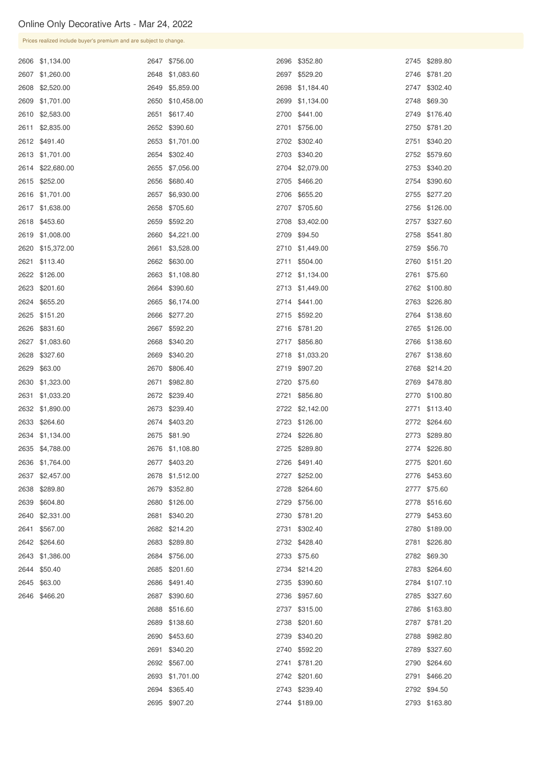# Online Only Decorative Arts - Mar 24, 2022

Prices realized include buyer's premium and are subject to change.

| Lot | Price |
|---|---|
| 2606 | $1,134.00 |
| 2607 | $1,260.00 |
| 2608 | $2,520.00 |
| 2609 | $1,701.00 |
| 2610 | $2,583.00 |
| 2611 | $2,835.00 |
| 2612 | $491.40 |
| 2613 | $1,701.00 |
| 2614 | $22,680.00 |
| 2615 | $252.00 |
| 2616 | $1,701.00 |
| 2617 | $1,638.00 |
| 2618 | $453.60 |
| 2619 | $1,008.00 |
| 2620 | $15,372.00 |
| 2621 | $113.40 |
| 2622 | $126.00 |
| 2623 | $201.60 |
| 2624 | $655.20 |
| 2625 | $151.20 |
| 2626 | $831.60 |
| 2627 | $1,083.60 |
| 2628 | $327.60 |
| 2629 | $63.00 |
| 2630 | $1,323.00 |
| 2631 | $1,033.20 |
| 2632 | $1,890.00 |
| 2633 | $264.60 |
| 2634 | $1,134.00 |
| 2635 | $4,788.00 |
| 2636 | $1,764.00 |
| 2637 | $2,457.00 |
| 2638 | $289.80 |
| 2639 | $604.80 |
| 2640 | $2,331.00 |
| 2641 | $567.00 |
| 2642 | $264.60 |
| 2643 | $1,386.00 |
| 2644 | $50.40 |
| 2645 | $63.00 |
| 2646 | $466.20 |
| 2647 | $756.00 |
| 2648 | $1,083.60 |
| 2649 | $5,859.00 |
| 2650 | $10,458.00 |
| 2651 | $617.40 |
| 2652 | $390.60 |
| 2653 | $1,701.00 |
| 2654 | $302.40 |
| 2655 | $7,056.00 |
| 2656 | $680.40 |
| 2657 | $6,930.00 |
| 2658 | $705.60 |
| 2659 | $592.20 |
| 2660 | $4,221.00 |
| 2661 | $3,528.00 |
| 2662 | $630.00 |
| 2663 | $1,108.80 |
| 2664 | $390.60 |
| 2665 | $6,174.00 |
| 2666 | $277.20 |
| 2667 | $592.20 |
| 2668 | $340.20 |
| 2669 | $340.20 |
| 2670 | $806.40 |
| 2671 | $982.80 |
| 2672 | $239.40 |
| 2673 | $239.40 |
| 2674 | $403.20 |
| 2675 | $81.90 |
| 2676 | $1,108.80 |
| 2677 | $403.20 |
| 2678 | $1,512.00 |
| 2679 | $352.80 |
| 2680 | $126.00 |
| 2681 | $340.20 |
| 2682 | $214.20 |
| 2683 | $289.80 |
| 2684 | $756.00 |
| 2685 | $201.60 |
| 2686 | $491.40 |
| 2687 | $390.60 |
| 2688 | $516.60 |
| 2689 | $138.60 |
| 2690 | $453.60 |
| 2691 | $340.20 |
| 2692 | $567.00 |
| 2693 | $1,701.00 |
| 2694 | $365.40 |
| 2695 | $907.20 |
| 2696 | $352.80 |
| 2697 | $529.20 |
| 2698 | $1,184.40 |
| 2699 | $1,134.00 |
| 2700 | $441.00 |
| 2701 | $756.00 |
| 2702 | $302.40 |
| 2703 | $340.20 |
| 2704 | $2,079.00 |
| 2705 | $466.20 |
| 2706 | $655.20 |
| 2707 | $705.60 |
| 2708 | $3,402.00 |
| 2709 | $94.50 |
| 2710 | $1,449.00 |
| 2711 | $504.00 |
| 2712 | $1,134.00 |
| 2713 | $1,449.00 |
| 2714 | $441.00 |
| 2715 | $592.20 |
| 2716 | $781.20 |
| 2717 | $856.80 |
| 2718 | $1,033.20 |
| 2719 | $907.20 |
| 2720 | $75.60 |
| 2721 | $856.80 |
| 2722 | $2,142.00 |
| 2723 | $126.00 |
| 2724 | $226.80 |
| 2725 | $289.80 |
| 2726 | $491.40 |
| 2727 | $252.00 |
| 2728 | $264.60 |
| 2729 | $756.00 |
| 2730 | $781.20 |
| 2731 | $302.40 |
| 2732 | $428.40 |
| 2733 | $75.60 |
| 2734 | $214.20 |
| 2735 | $390.60 |
| 2736 | $957.60 |
| 2737 | $315.00 |
| 2738 | $201.60 |
| 2739 | $340.20 |
| 2740 | $592.20 |
| 2741 | $781.20 |
| 2742 | $201.60 |
| 2743 | $239.40 |
| 2744 | $189.00 |
| 2745 | $289.80 |
| 2746 | $781.20 |
| 2747 | $302.40 |
| 2748 | $69.30 |
| 2749 | $176.40 |
| 2750 | $781.20 |
| 2751 | $340.20 |
| 2752 | $579.60 |
| 2753 | $340.20 |
| 2754 | $390.60 |
| 2755 | $277.20 |
| 2756 | $126.00 |
| 2757 | $327.60 |
| 2758 | $541.80 |
| 2759 | $56.70 |
| 2760 | $151.20 |
| 2761 | $75.60 |
| 2762 | $100.80 |
| 2763 | $226.80 |
| 2764 | $138.60 |
| 2765 | $126.00 |
| 2766 | $138.60 |
| 2767 | $138.60 |
| 2768 | $214.20 |
| 2769 | $478.80 |
| 2770 | $100.80 |
| 2771 | $113.40 |
| 2772 | $264.60 |
| 2773 | $289.80 |
| 2774 | $226.80 |
| 2775 | $201.60 |
| 2776 | $453.60 |
| 2777 | $75.60 |
| 2778 | $516.60 |
| 2779 | $453.60 |
| 2780 | $189.00 |
| 2781 | $226.80 |
| 2782 | $69.30 |
| 2783 | $264.60 |
| 2784 | $107.10 |
| 2785 | $327.60 |
| 2786 | $163.80 |
| 2787 | $781.20 |
| 2788 | $982.80 |
| 2789 | $327.60 |
| 2790 | $264.60 |
| 2791 | $466.20 |
| 2792 | $94.50 |
| 2793 | $163.80 |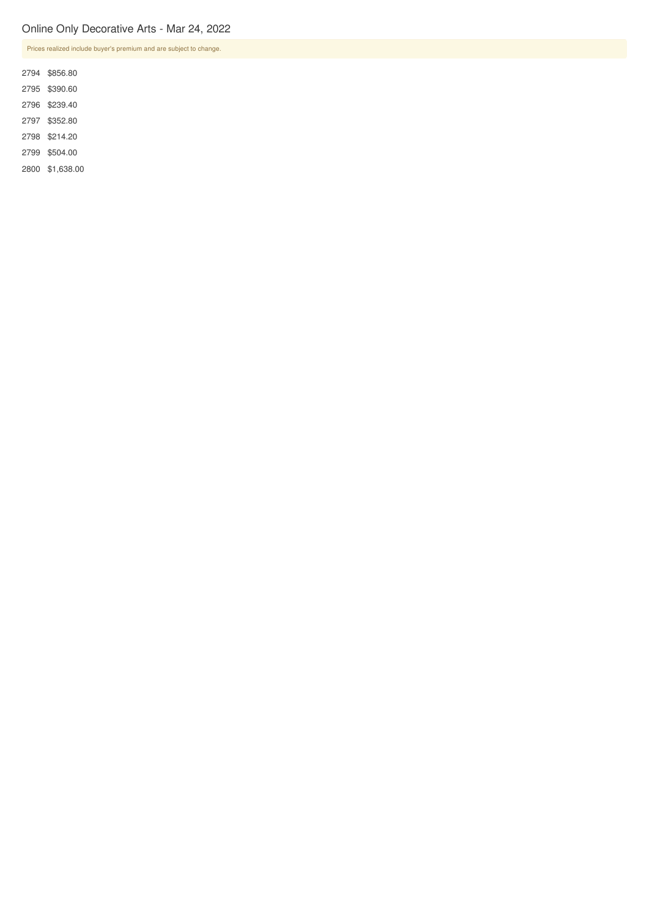Online Only Decorative Arts - Mar 24, 2022

Prices realized include buyer's premium and are subject to change.

| | |
|---|---|
| 2794 | $856.80 |
| 2795 | $390.60 |
| 2796 | $239.40 |
| 2797 | $352.80 |
| 2798 | $214.20 |
| 2799 | $504.00 |
| 2800 | $1,638.00 |